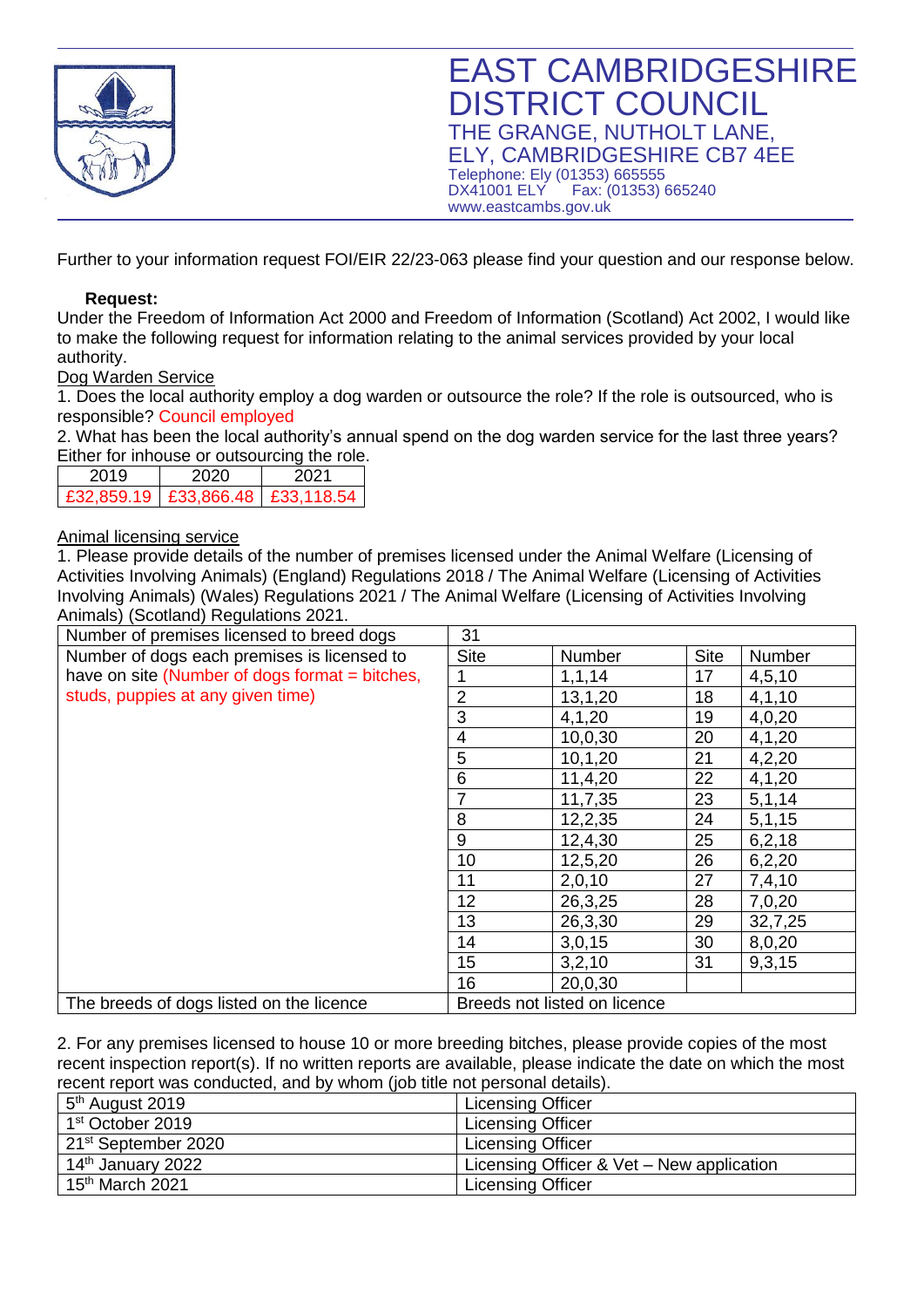# EAST CAMBRIDGESHIRE DISTRICT COUNCIL

THE GRANGE, NUTHOLT LANE,
ELY, CAMBRIDGESHIRE CB7 4EE
Telephone: Ely (01353) 665555
DX41001 ELY Fax: (01353) 665240
www.eastcambs.gov.uk

Further to your information request FOI/EIR 22/23-063 please find your question and our response below.

**Request:**

Under the Freedom of Information Act 2000 and Freedom of Information (Scotland) Act 2002, I would like to make the following request for information relating to the animal services provided by your local authority.

Dog Warden Service

1. Does the local authority employ a dog warden or outsource the role? If the role is outsourced, who is responsible? Council employed

2. What has been the local authority's annual spend on the dog warden service for the last three years? Either for inhouse or outsourcing the role.

| 2019 | 2020 | 2021 |
|---|---|---|
| £32,859.19 | £33,866.48 | £33,118.54 |

Animal licensing service

1. Please provide details of the number of premises licensed under the Animal Welfare (Licensing of Activities Involving Animals) (England) Regulations 2018 / The Animal Welfare (Licensing of Activities Involving Animals) (Wales) Regulations 2021 / The Animal Welfare (Licensing of Activities Involving Animals) (Scotland) Regulations 2021.

| Number of premises licensed to breed dogs | 31 | | | |
|---|---|---|---|---|
| Number of dogs each premises is licensed to have on site (Number of dogs format = bitches, studs, puppies at any given time) | Site | Number | Site | Number |
| | 1 | 1,1,14 | 17 | 4,5,10 |
| | 2 | 13,1,20 | 18 | 4,1,10 |
| | 3 | 4,1,20 | 19 | 4,0,20 |
| | 4 | 10,0,30 | 20 | 4,1,20 |
| | 5 | 10,1,20 | 21 | 4,2,20 |
| | 6 | 11,4,20 | 22 | 4,1,20 |
| | 7 | 11,7,35 | 23 | 5,1,14 |
| | 8 | 12,2,35 | 24 | 5,1,15 |
| | 9 | 12,4,30 | 25 | 6,2,18 |
| | 10 | 12,5,20 | 26 | 6,2,20 |
| | 11 | 2,0,10 | 27 | 7,4,10 |
| | 12 | 26,3,25 | 28 | 7,0,20 |
| | 13 | 26,3,30 | 29 | 32,7,25 |
| | 14 | 3,0,15 | 30 | 8,0,20 |
| | 15 | 3,2,10 | 31 | 9,3,15 |
| | 16 | 20,0,30 | | |
| The breeds of dogs listed on the licence | Breeds not listed on licence | | | |

2. For any premises licensed to house 10 or more breeding bitches, please provide copies of the most recent inspection report(s). If no written reports are available, please indicate the date on which the most recent report was conducted, and by whom (job title not personal details).

| | |
|---|---|
| 5th August 2019 | Licensing Officer |
| 1st October 2019 | Licensing Officer |
| 21st September 2020 | Licensing Officer |
| 14th January 2022 | Licensing Officer & Vet – New application |
| 15th March 2021 | Licensing Officer |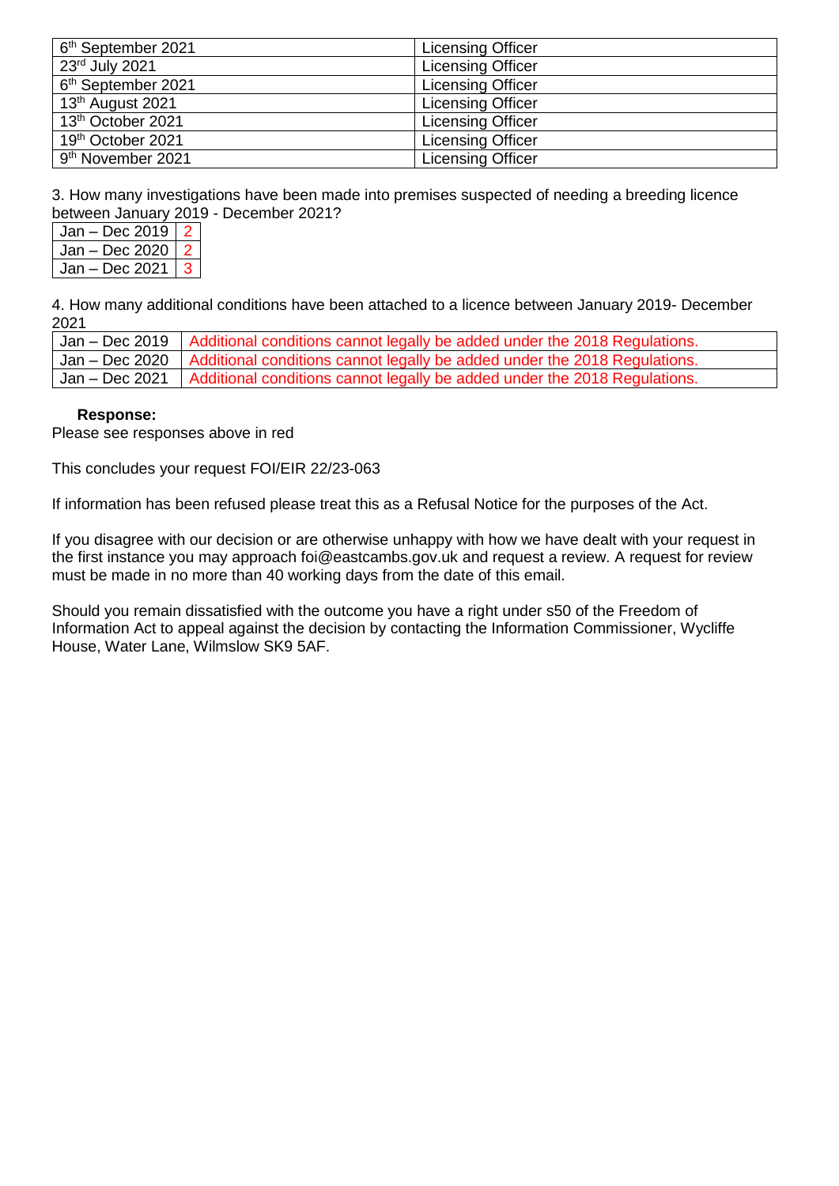| | |
|---|---|
| 6th September 2021 | Licensing Officer |
| 23rd July 2021 | Licensing Officer |
| 6th September 2021 | Licensing Officer |
| 13th August 2021 | Licensing Officer |
| 13th October 2021 | Licensing Officer |
| 19th October 2021 | Licensing Officer |
| 9th November 2021 | Licensing Officer |

3. How many investigations have been made into premises suspected of needing a breeding licence between January 2019 - December 2021?

| | |
|---|---|
| Jan – Dec 2019 | 2 |
| Jan – Dec 2020 | 2 |
| Jan – Dec 2021 | 3 |

4. How many additional conditions have been attached to a licence between January 2019- December 2021

| | |
|---|---|
| Jan – Dec 2019 | Additional conditions cannot legally be added under the 2018 Regulations. |
| Jan – Dec 2020 | Additional conditions cannot legally be added under the 2018 Regulations. |
| Jan – Dec 2021 | Additional conditions cannot legally be added under the 2018 Regulations. |

**Response:**

Please see responses above in red

This concludes your request FOI/EIR 22/23-063

If information has been refused please treat this as a Refusal Notice for the purposes of the Act.

If you disagree with our decision or are otherwise unhappy with how we have dealt with your request in the first instance you may approach foi@eastcambs.gov.uk and request a review. A request for review must be made in no more than 40 working days from the date of this email.

Should you remain dissatisfied with the outcome you have a right under s50 of the Freedom of Information Act to appeal against the decision by contacting the Information Commissioner, Wycliffe House, Water Lane, Wilmslow SK9 5AF.